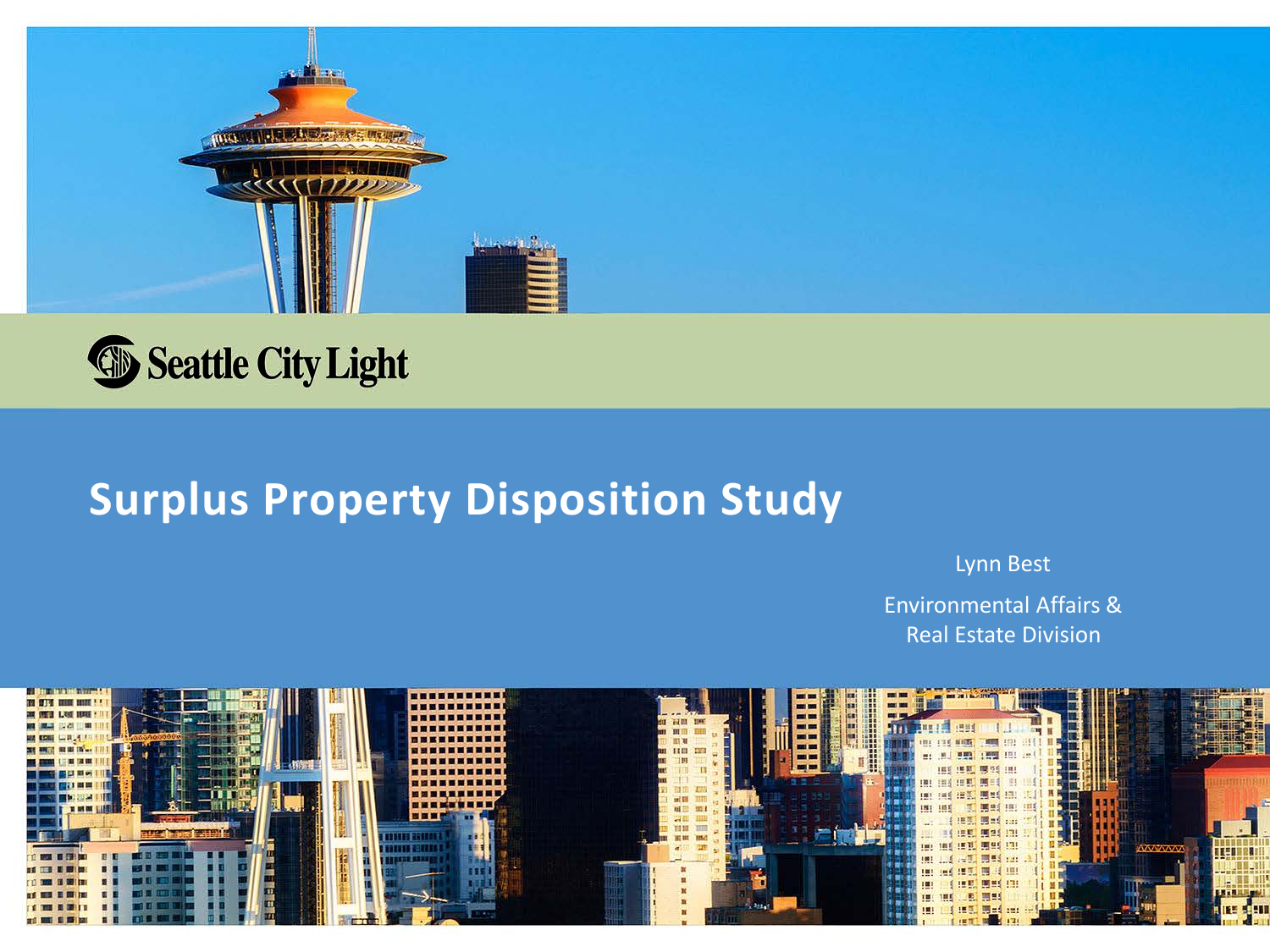Seattle City Light

# Surplus Property Disposition Study

Lynn Best

Environmental Affairs & Real Estate Division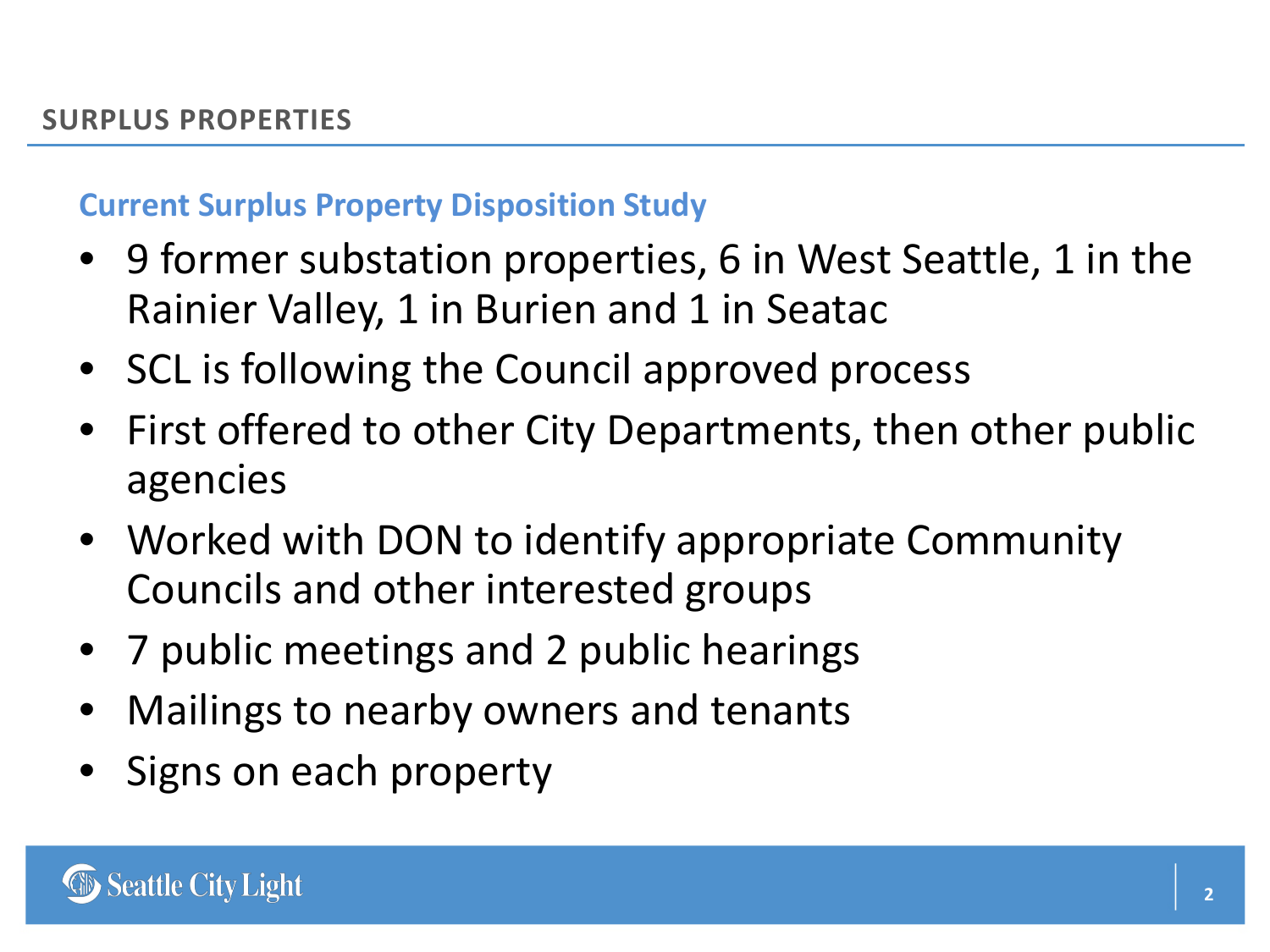## SURPLUS PROPERTIES

### Current Surplus Property Disposition Study

- 9 former substation properties, 6 in West Seattle, 1 in the Rainier Valley, 1 in Burien and 1 in Seatac
- SCL is following the Council approved process
- First offered to other City Departments, then other public agencies
- Worked with DON to identify appropriate Community Councils and other interested groups
- 7 public meetings and 2 public hearings
- Mailings to nearby owners and tenants
- Signs on each property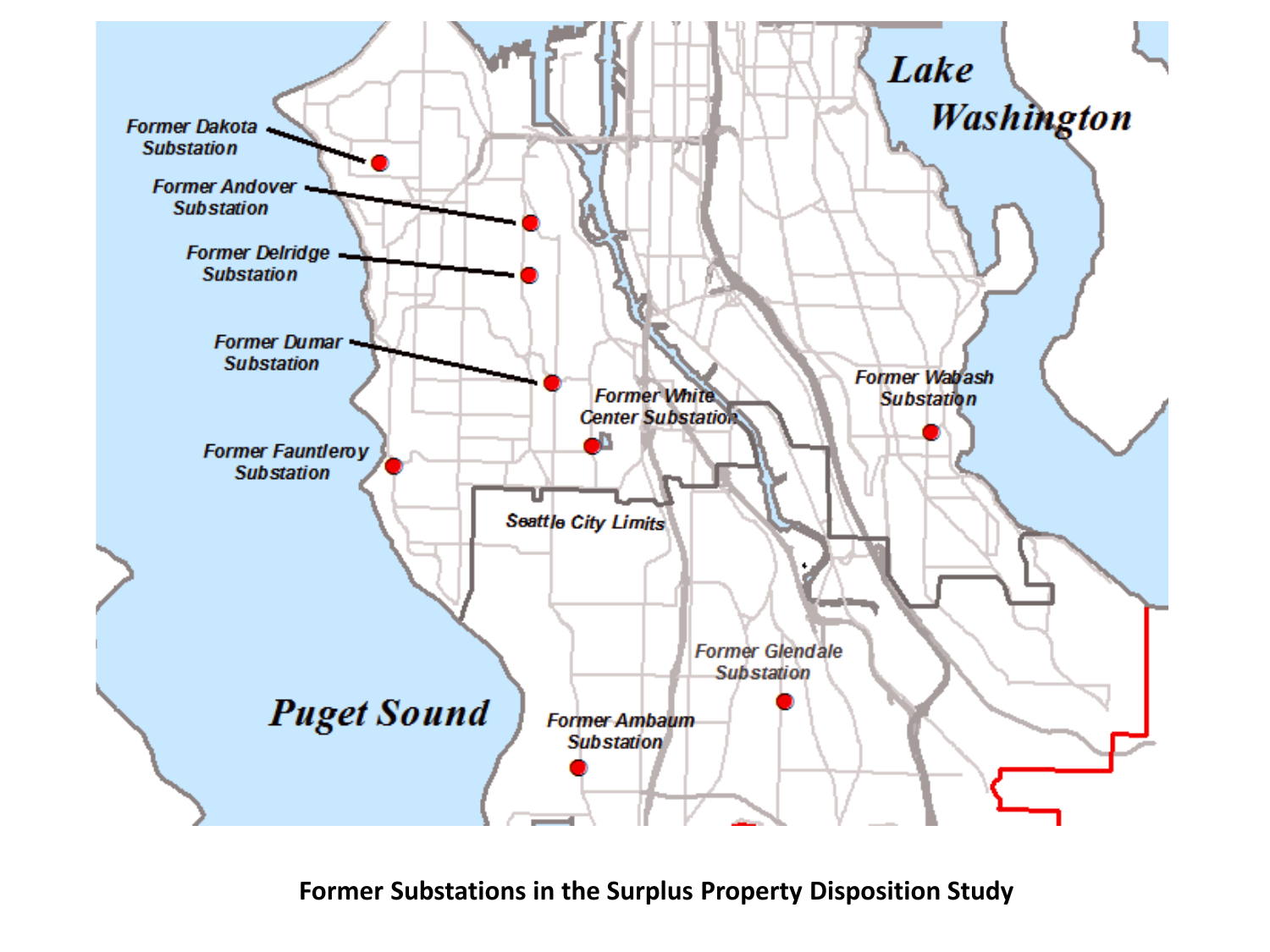**Former Substations in the Surplus Property Disposition Study**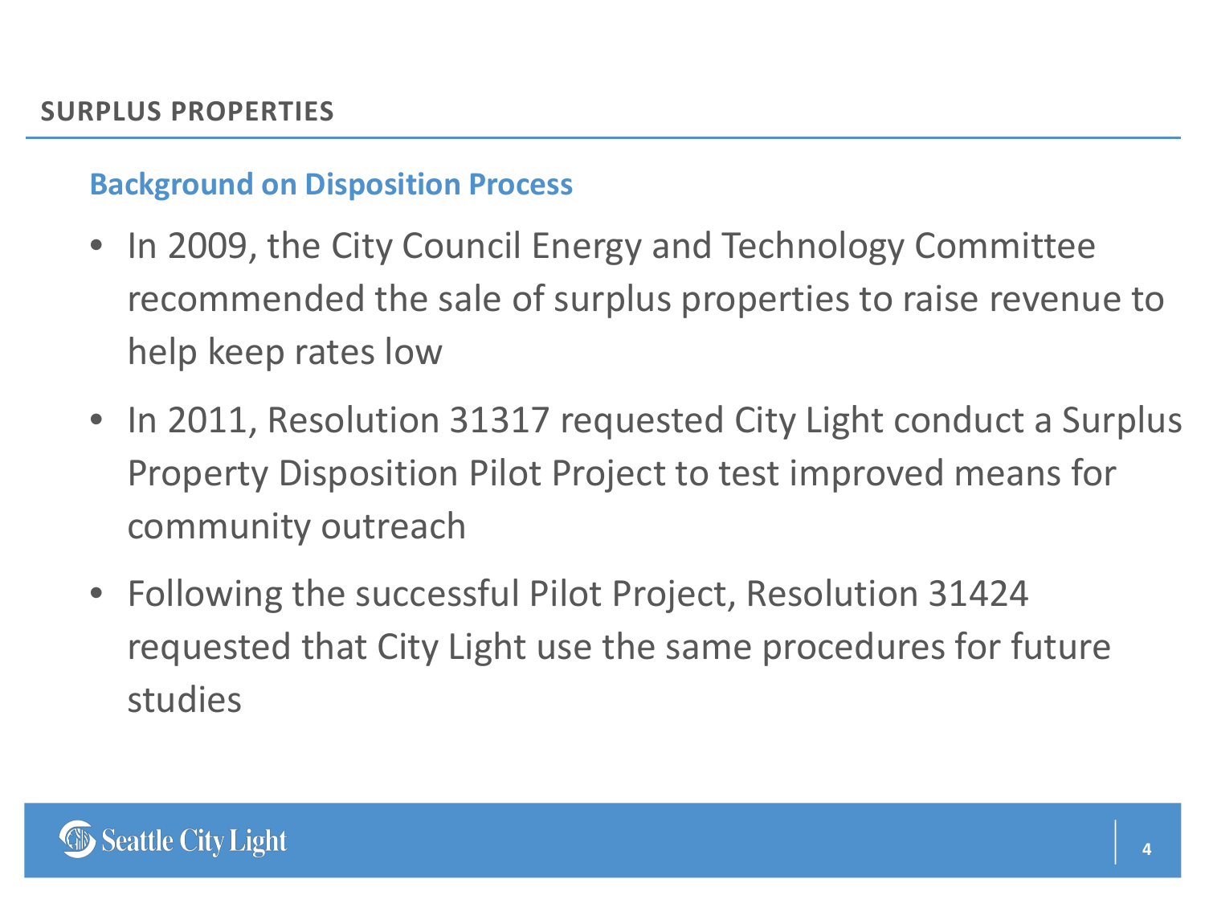## SURPLUS PROPERTIES

### Background on Disposition Process

- In 2009, the City Council Energy and Technology Committee recommended the sale of surplus properties to raise revenue to help keep rates low
- In 2011, Resolution 31317 requested City Light conduct a Surplus Property Disposition Pilot Project to test improved means for community outreach
- Following the successful Pilot Project, Resolution 31424 requested that City Light use the same procedures for future studies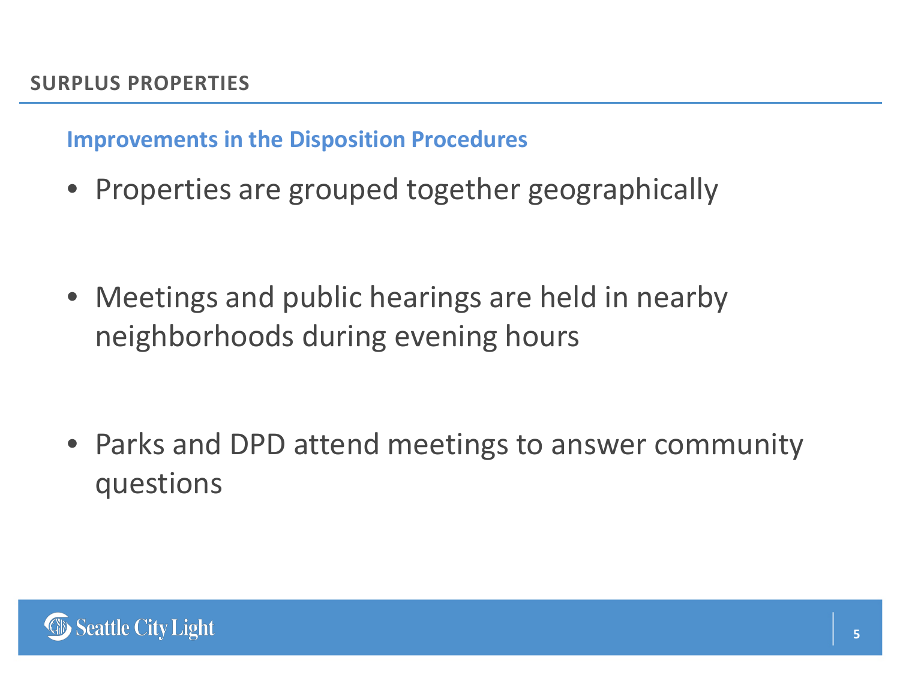## SURPLUS PROPERTIES

### Improvements in the Disposition Procedures

- Properties are grouped together geographically
- Meetings and public hearings are held in nearby neighborhoods during evening hours
- Parks and DPD attend meetings to answer community questions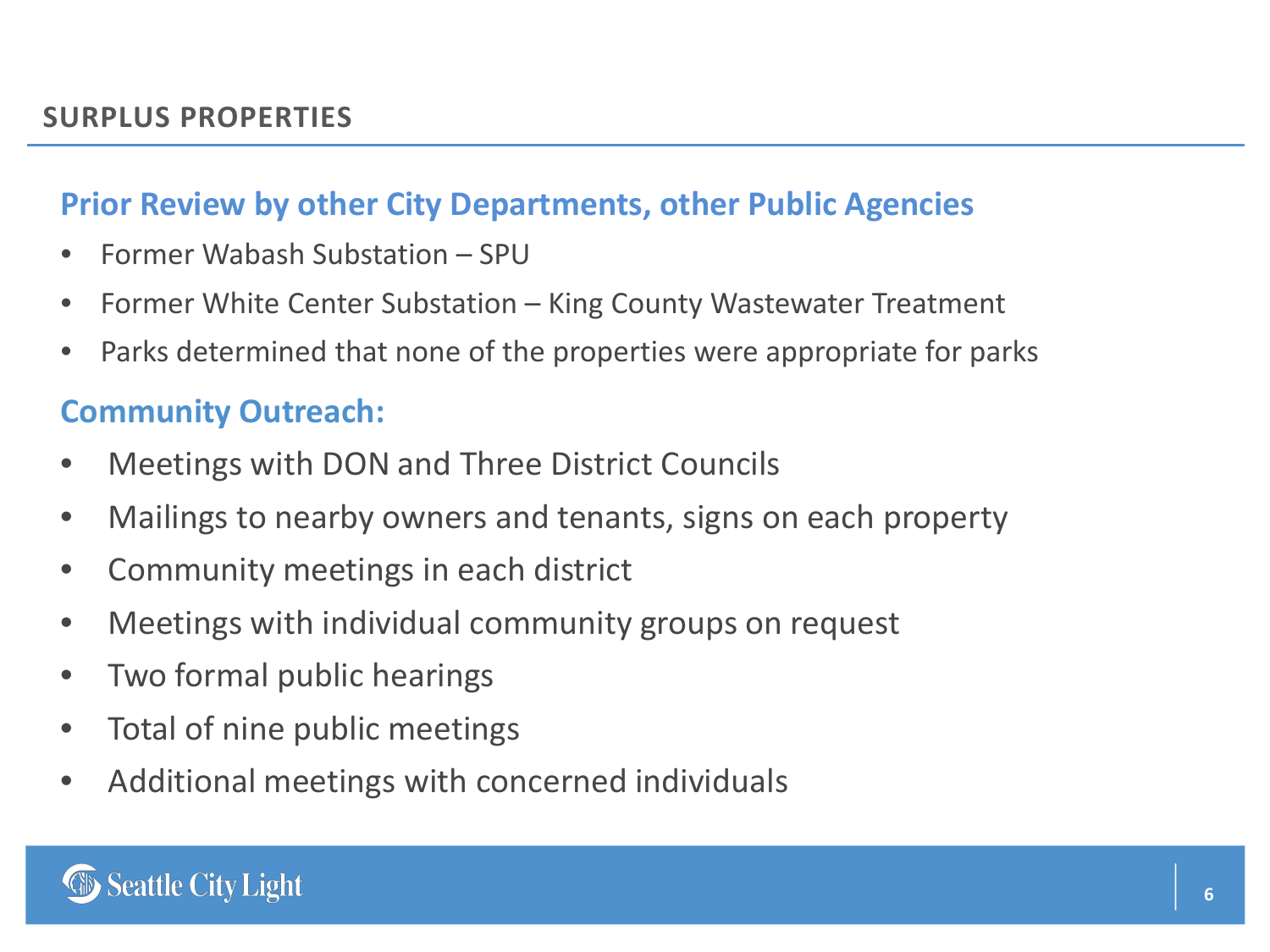## SURPLUS PROPERTIES

### Prior Review by other City Departments, other Public Agencies

- Former Wabash Substation – SPU
- Former White Center Substation – King County Wastewater Treatment
- Parks determined that none of the properties were appropriate for parks

### Community Outreach:

- Meetings with DON and Three District Councils
- Mailings to nearby owners and tenants, signs on each property
- Community meetings in each district
- Meetings with individual community groups on request
- Two formal public hearings
- Total of nine public meetings
- Additional meetings with concerned individuals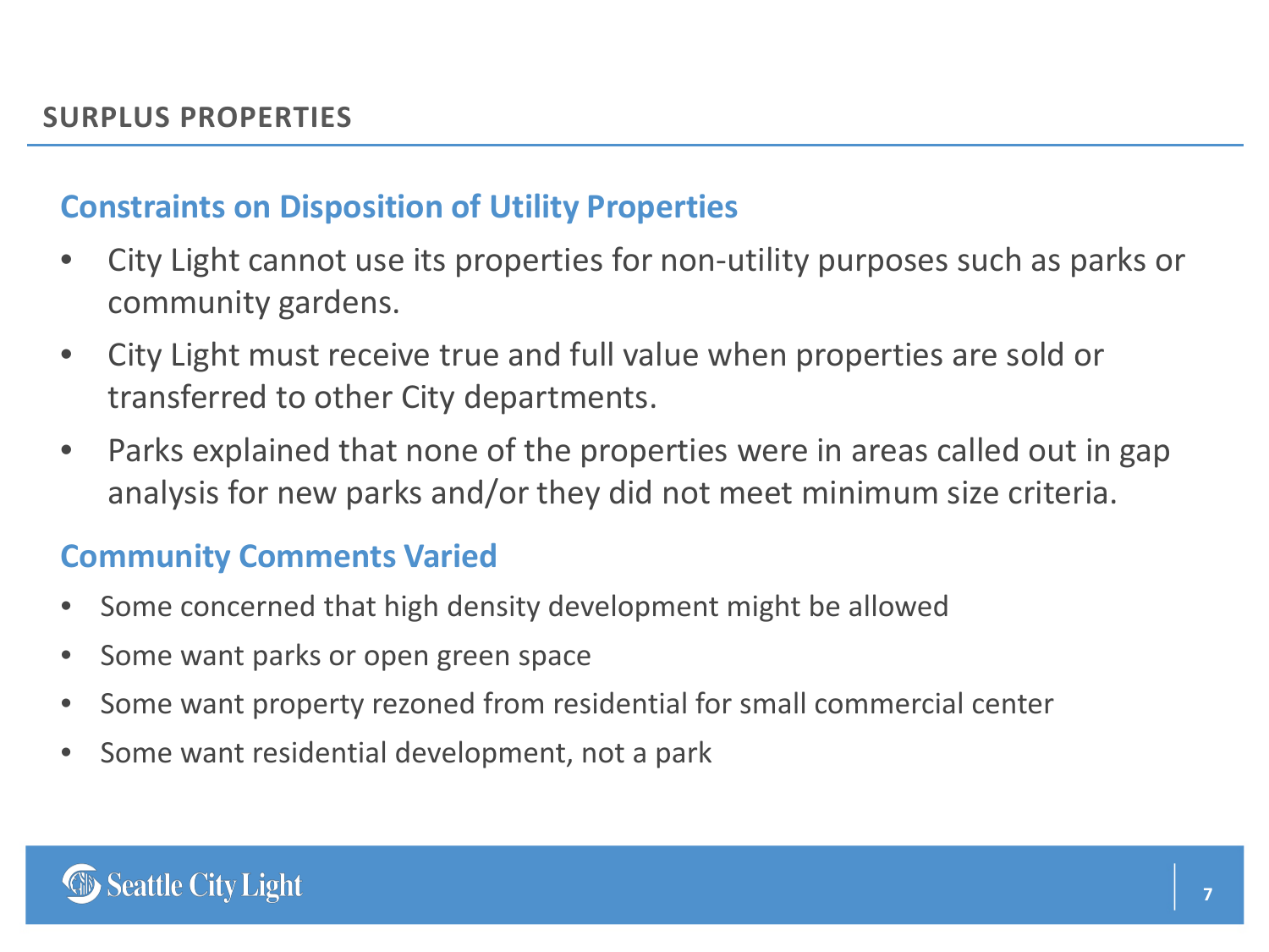# SURPLUS PROPERTIES

## Constraints on Disposition of Utility Properties

- City Light cannot use its properties for non-utility purposes such as parks or community gardens.
- City Light must receive true and full value when properties are sold or transferred to other City departments.
- Parks explained that none of the properties were in areas called out in gap analysis for new parks and/or they did not meet minimum size criteria.

## Community Comments Varied

- Some concerned that high density development might be allowed
- Some want parks or open green space
- Some want property rezoned from residential for small commercial center
- Some want residential development, not a park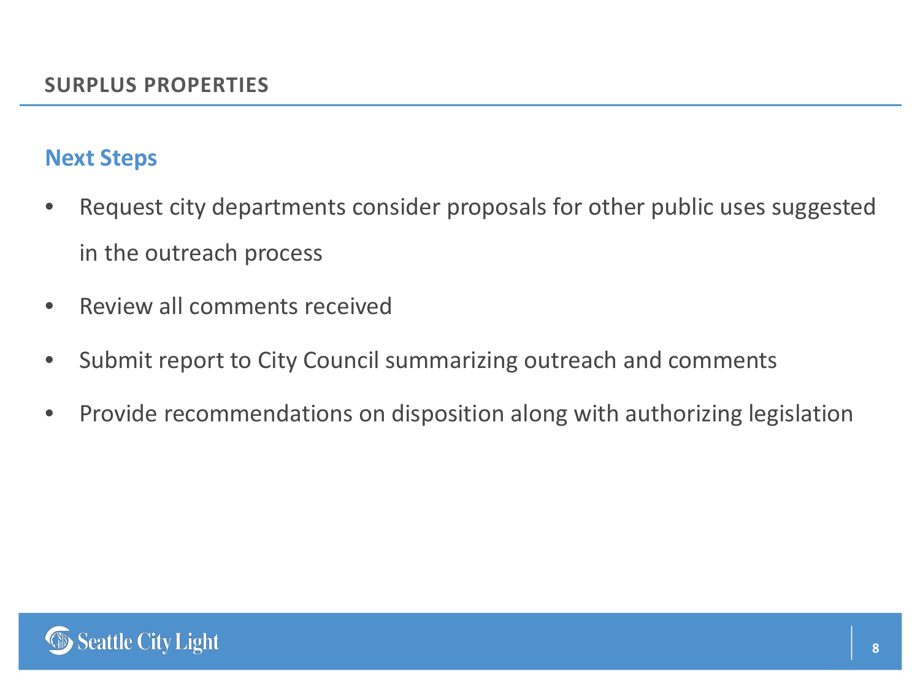## SURPLUS PROPERTIES

### Next Steps

- Request city departments consider proposals for other public uses suggested in the outreach process
- Review all comments received
- Submit report to City Council summarizing outreach and comments
- Provide recommendations on disposition along with authorizing legislation